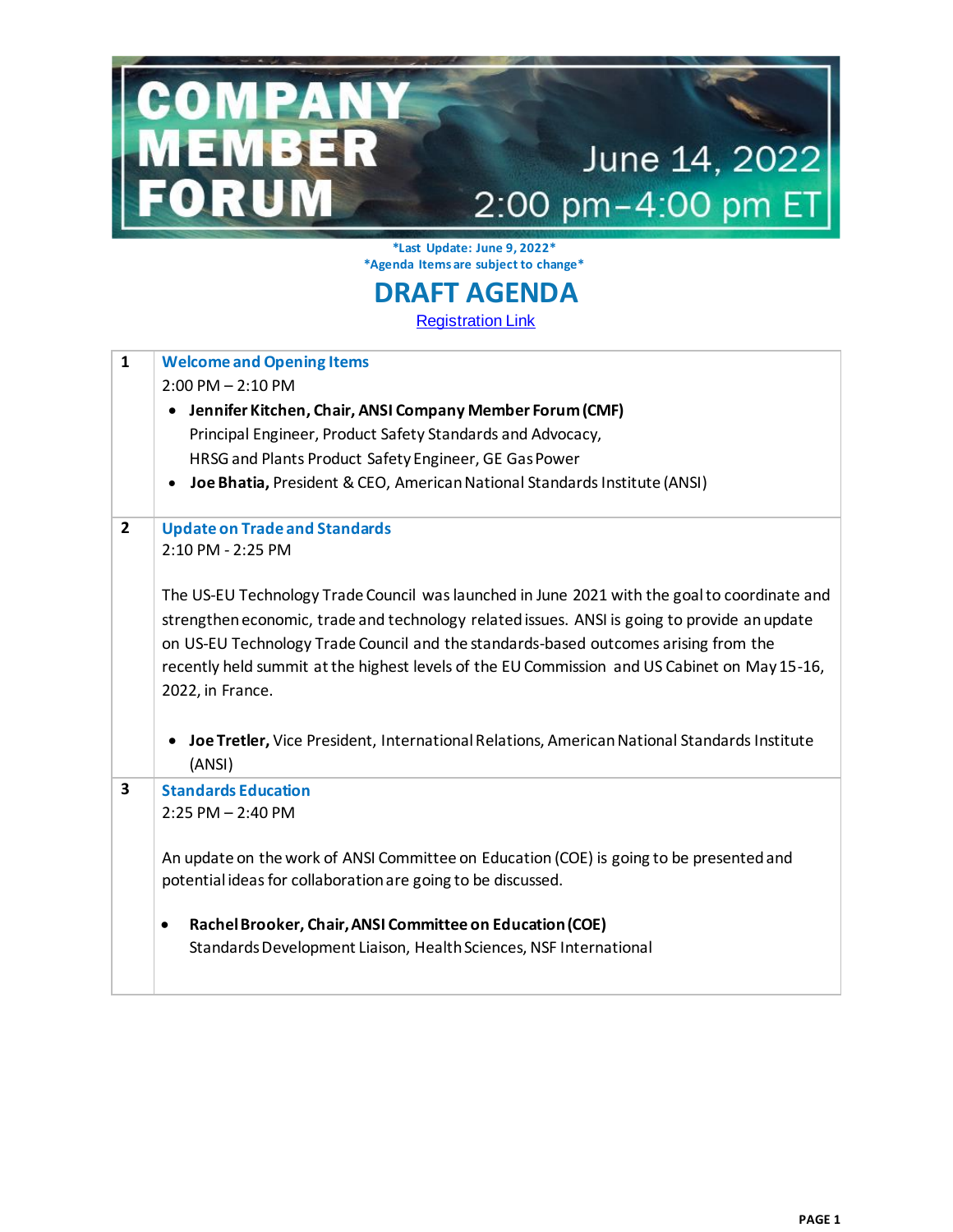# COMPANY MEMBER FORUM

June 14, 2022
2:00 pm–4:00 pm ET

*Last Update: June 9, 2022*
*Agenda Items are subject to change*

## DRAFT AGENDA

[Registration Link]

| | |
|---|---|
| **1** | **Welcome and Opening Items**<br>2:00 PM – 2:10 PM<br>• **Jennifer Kitchen, Chair, ANSI Company Member Forum (CMF)**<br>Principal Engineer, Product Safety Standards and Advocacy,<br>HRSG and Plants Product Safety Engineer, GE Gas Power<br>• **Joe Bhatia,** President & CEO, American National Standards Institute (ANSI) |
| **2** | **Update on Trade and Standards**<br>2:10 PM - 2:25 PM<br><br>The US-EU Technology Trade Council was launched in June 2021 with the goal to coordinate and strengthen economic, trade and technology related issues. ANSI is going to provide an update on US-EU Technology Trade Council and the standards-based outcomes arising from the recently held summit at the highest levels of the EU Commission and US Cabinet on May 15-16, 2022, in France.<br><br>• **Joe Tretler,** Vice President, International Relations, American National Standards Institute (ANSI) |
| **3** | **Standards Education**<br>2:25 PM – 2:40 PM<br><br>An update on the work of ANSI Committee on Education (COE) is going to be presented and potential ideas for collaboration are going to be discussed.<br><br>• **Rachel Brooker, Chair, ANSI Committee on Education (COE)**<br>Standards Development Liaison, Health Sciences, NSF International |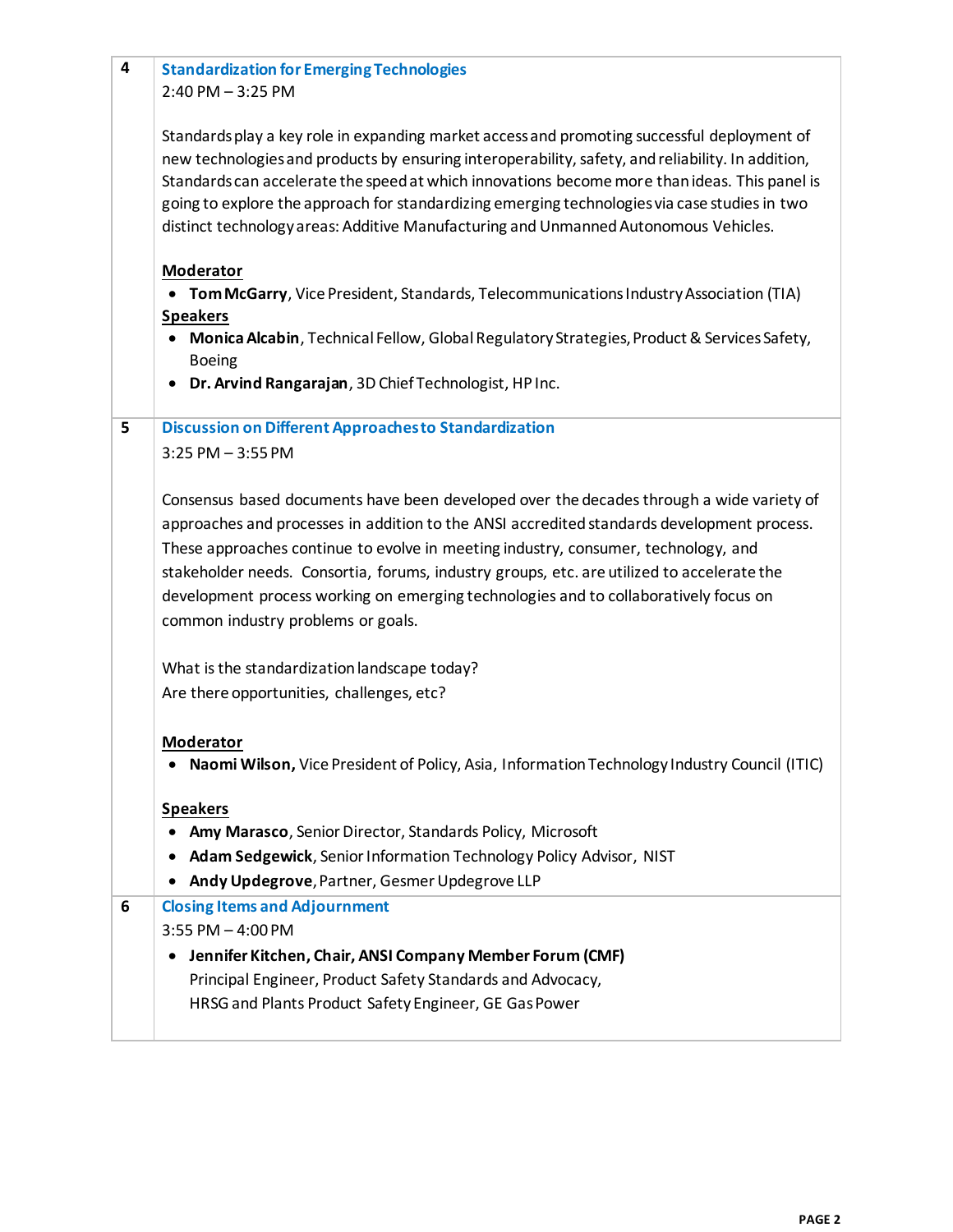| | |
|---|---|
| 4 | **Standardization for Emerging Technologies**<br>2:40 PM – 3:25 PM<br><br>Standards play a key role in expanding market access and promoting successful deployment of new technologies and products by ensuring interoperability, safety, and reliability. In addition, Standards can accelerate the speed at which innovations become more than ideas. This panel is going to explore the approach for standardizing emerging technologies via case studies in two distinct technology areas: Additive Manufacturing and Unmanned Autonomous Vehicles.<br><br>**Moderator**<br>• **Tom McGarry**, Vice President, Standards, Telecommunications Industry Association (TIA)<br>**Speakers**<br>• **Monica Alcabin**, Technical Fellow, Global Regulatory Strategies, Product & Services Safety, Boeing<br>• **Dr. Arvind Rangarajan**, 3D Chief Technologist, HP Inc. |
| 5 | **Discussion on Different Approaches to Standardization**<br>3:25 PM – 3:55 PM<br><br>Consensus based documents have been developed over the decades through a wide variety of approaches and processes in addition to the ANSI accredited standards development process. These approaches continue to evolve in meeting industry, consumer, technology, and stakeholder needs. Consortia, forums, industry groups, etc. are utilized to accelerate the development process working on emerging technologies and to collaboratively focus on common industry problems or goals.<br><br>What is the standardization landscape today?<br>Are there opportunities, challenges, etc?<br><br>**Moderator**<br>• **Naomi Wilson,** Vice President of Policy, Asia, Information Technology Industry Council (ITIC)<br><br>**Speakers**<br>• **Amy Marasco**, Senior Director, Standards Policy, Microsoft<br>• **Adam Sedgewick**, Senior Information Technology Policy Advisor, NIST<br>• **Andy Updegrove**, Partner, Gesmer Updegrove LLP |
| 6 | **Closing Items and Adjournment**<br>3:55 PM – 4:00 PM<br>• **Jennifer Kitchen, Chair, ANSI Company Member Forum (CMF)**<br>Principal Engineer, Product Safety Standards and Advocacy,<br>HRSG and Plants Product Safety Engineer, GE Gas Power |